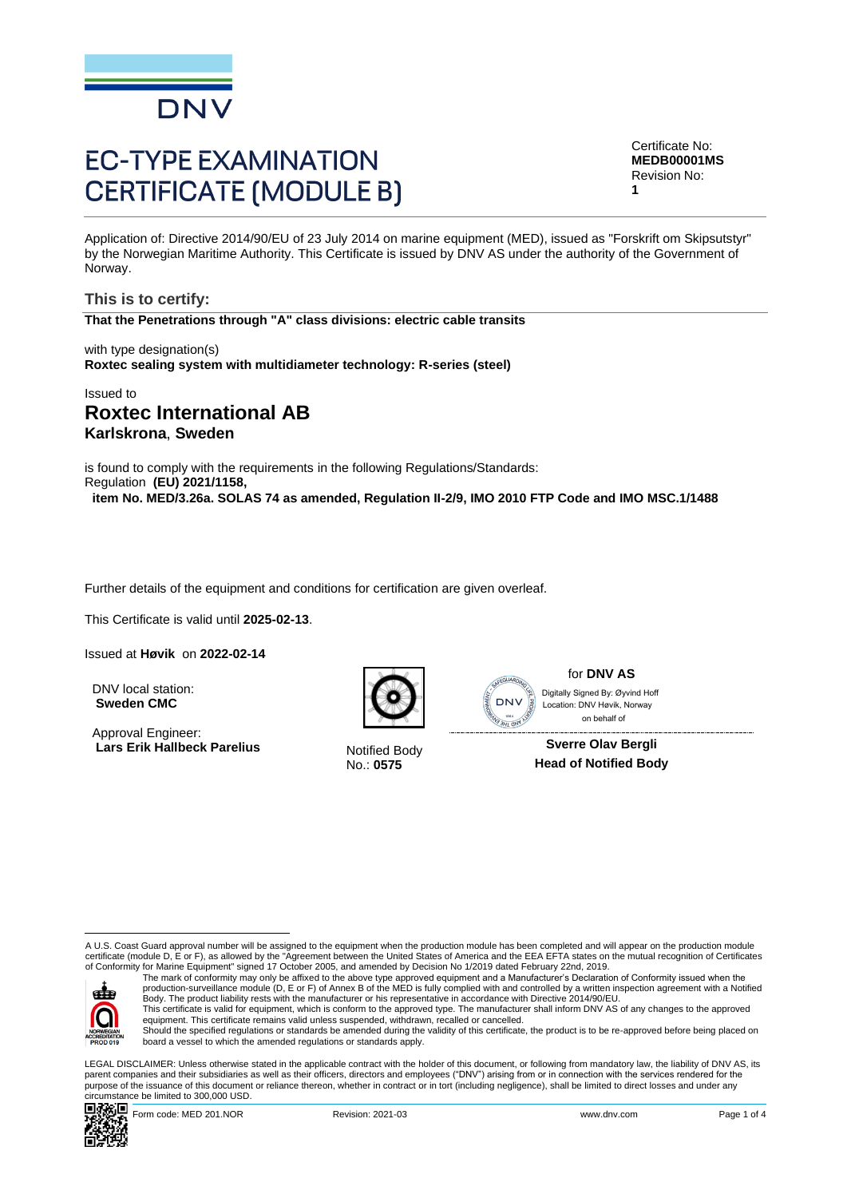# EC-TYPE EXAMINATION CERTIFICATE (MODULE B)

Certificate No:
**MEDB00001MS**
Revision No:
**1**

Application of: Directive 2014/90/EU of 23 July 2014 on marine equipment (MED), issued as "Forskrift om Skipsutstyr" by the Norwegian Maritime Authority. This Certificate is issued by DNV AS under the authority of the Government of Norway.

## This is to certify:

**That the Penetrations through "A" class divisions: electric cable transits**

with type designation(s)
**Roxtec sealing system with multidiameter technology: R-series (steel)**

Issued to
## Roxtec International AB
**Karlskrona**, **Sweden**

is found to comply with the requirements in the following Regulations/Standards:
Regulation **(EU) 2021/1158,**
**item No. MED/3.26a. SOLAS 74 as amended, Regulation II-2/9, IMO 2010 FTP Code and IMO MSC.1/1488**

Further details of the equipment and conditions for certification are given overleaf.

This Certificate is valid until **2025-02-13**.

Issued at **Høvik** on **2022-02-14**

DNV local station:
**Sweden CMC**

Approval Engineer:
**Lars Erik Hallbeck Parelius**

Notified Body
No.: **0575**

for **DNV AS**
Digitally Signed By: Øyvind Hoff
Location: DNV Høvik, Norway
on behalf of

**Sverre Olav Bergli**
**Head of Notified Body**

A U.S. Coast Guard approval number will be assigned to the equipment when the production module has been completed and will appear on the production module certificate (module D, E or F), as allowed by the "Agreement between the United States of America and the EEA EFTA states on the mutual recognition of Certificates of Conformity for Marine Equipment" signed 17 October 2005, and amended by Decision No 1/2019 dated February 22nd, 2019.

The mark of conformity may only be affixed to the above type approved equipment and a Manufacturer's Declaration of Conformity issued when the production-surveillance module (D, E or F) of Annex B of the MED is fully complied with and controlled by a written inspection agreement with a Notified Body. The product liability rests with the manufacturer or his representative in accordance with Directive 2014/90/EU.
This certificate is valid for equipment, which is conform to the approved type. The manufacturer shall inform DNV AS of any changes to the approved equipment. This certificate remains valid unless suspended, withdrawn, recalled or cancelled.
Should the specified regulations or standards be amended during the validity of this certificate, the product is to be re-approved before being placed on board a vessel to which the amended regulations or standards apply.

LEGAL DISCLAIMER: Unless otherwise stated in the applicable contract with the holder of this document, or following from mandatory law, the liability of DNV AS, its parent companies and their subsidiaries as well as their officers, directors and employees ("DNV") arising from or in connection with the services rendered for the purpose of the issuance of this document or reliance thereon, whether in contract or in tort (including negligence), shall be limited to direct losses and under any circumstance be limited to 300,000 USD.

Form code: MED 201.NOR Revision: 2021-03 www.dnv.com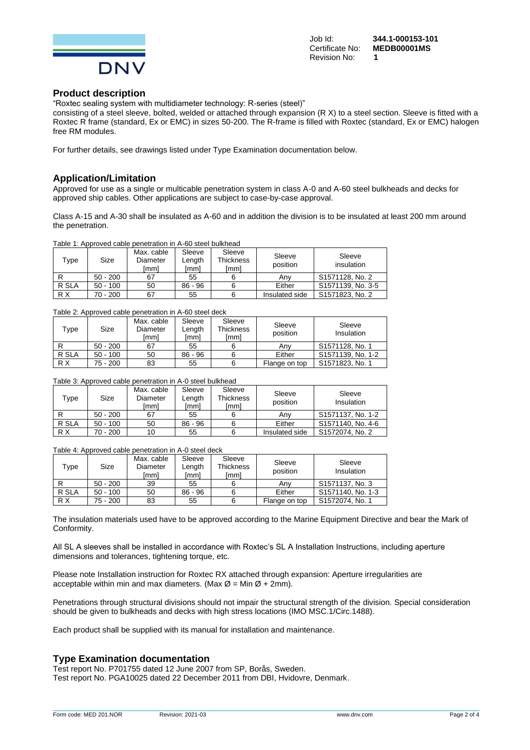Job Id: **344.1-000153-101**
Certificate No: **MEDB00001MS**
Revision No: **1**

## Product description

"Roxtec sealing system with multidiameter technology: R-series (steel)"
consisting of a steel sleeve, bolted, welded or attached through expansion (R X) to a steel section. Sleeve is fitted with a Roxtec R frame (standard, Ex or EMC) in sizes 50-200. The R-frame is filled with Roxtec (standard, Ex or EMC) halogen free RM modules.

For further details, see drawings listed under Type Examination documentation below.

## Application/Limitation

Approved for use as a single or multicable penetration system in class A-0 and A-60 steel bulkheads and decks for approved ship cables. Other applications are subject to case-by-case approval.

Class A-15 and A-30 shall be insulated as A-60 and in addition the division is to be insulated at least 200 mm around the penetration.

Table 1: Approved cable penetration in A-60 steel bulkhead

| Type | Size | Max. cable Diameter [mm] | Sleeve Length [mm] | Sleeve Thickness [mm] | Sleeve position | Sleeve insulation |
|---|---|---|---|---|---|---|
| R | 50 - 200 | 67 | 55 | 6 | Any | S1571128, No. 2 |
| R SLA | 50 - 100 | 50 | 86 - 96 | 6 | Either | S1571139, No. 3-5 |
| R X | 70 - 200 | 67 | 55 | 6 | Insulated side | S1571823, No. 2 |

Table 2: Approved cable penetration in A-60 steel deck

| Type | Size | Max. cable Diameter [mm] | Sleeve Length [mm] | Sleeve Thickness [mm] | Sleeve position | Sleeve Insulation |
|---|---|---|---|---|---|---|
| R | 50 - 200 | 67 | 55 | 6 | Any | S1571128, No. 1 |
| R SLA | 50 - 100 | 50 | 86 - 96 | 6 | Either | S1571139, No. 1-2 |
| R X | 75 - 200 | 83 | 55 | 6 | Flange on top | S1571823, No. 1 |

Table 3: Approved cable penetration in A-0 steel bulkhead

| Type | Size | Max. cable Diameter [mm] | Sleeve Length [mm] | Sleeve Thickness [mm] | Sleeve position | Sleeve Insulation |
|---|---|---|---|---|---|---|
| R | 50 - 200 | 67 | 55 | 6 | Any | S1571137, No. 1-2 |
| R SLA | 50 - 100 | 50 | 86 - 96 | 6 | Either | S1571140, No. 4-6 |
| R X | 70 - 200 | 10 | 55 | 6 | Insulated side | S1572074, No. 2 |

Table 4: Approved cable penetration in A-0 steel deck

| Type | Size | Max. cable Diameter [mm] | Sleeve Length [mm] | Sleeve Thickness [mm] | Sleeve position | Sleeve Insulation |
|---|---|---|---|---|---|---|
| R | 50 - 200 | 39 | 55 | 6 | Any | S1571137, No. 3 |
| R SLA | 50 - 100 | 50 | 86 - 96 | 6 | Either | S1571140, No. 1-3 |
| R X | 75 - 200 | 83 | 55 | 6 | Flange on top | S1572074, No. 1 |

The insulation materials used have to be approved according to the Marine Equipment Directive and bear the Mark of Conformity.

All SL A sleeves shall be installed in accordance with Roxtec's SL A Installation Instructions, including aperture dimensions and tolerances, tightening torque, etc.

Please note Installation instruction for Roxtec RX attached through expansion: Aperture irregularities are acceptable within min and max diameters. (Max Ø = Min Ø + 2mm).

Penetrations through structural divisions should not impair the structural strength of the division. Special consideration should be given to bulkheads and decks with high stress locations (IMO MSC.1/Circ.1488).

Each product shall be supplied with its manual for installation and maintenance.

## Type Examination documentation

Test report No. P701755 dated 12 June 2007 from SP, Borås, Sweden.
Test report No. PGA10025 dated 22 December 2011 from DBI, Hvidovre, Denmark.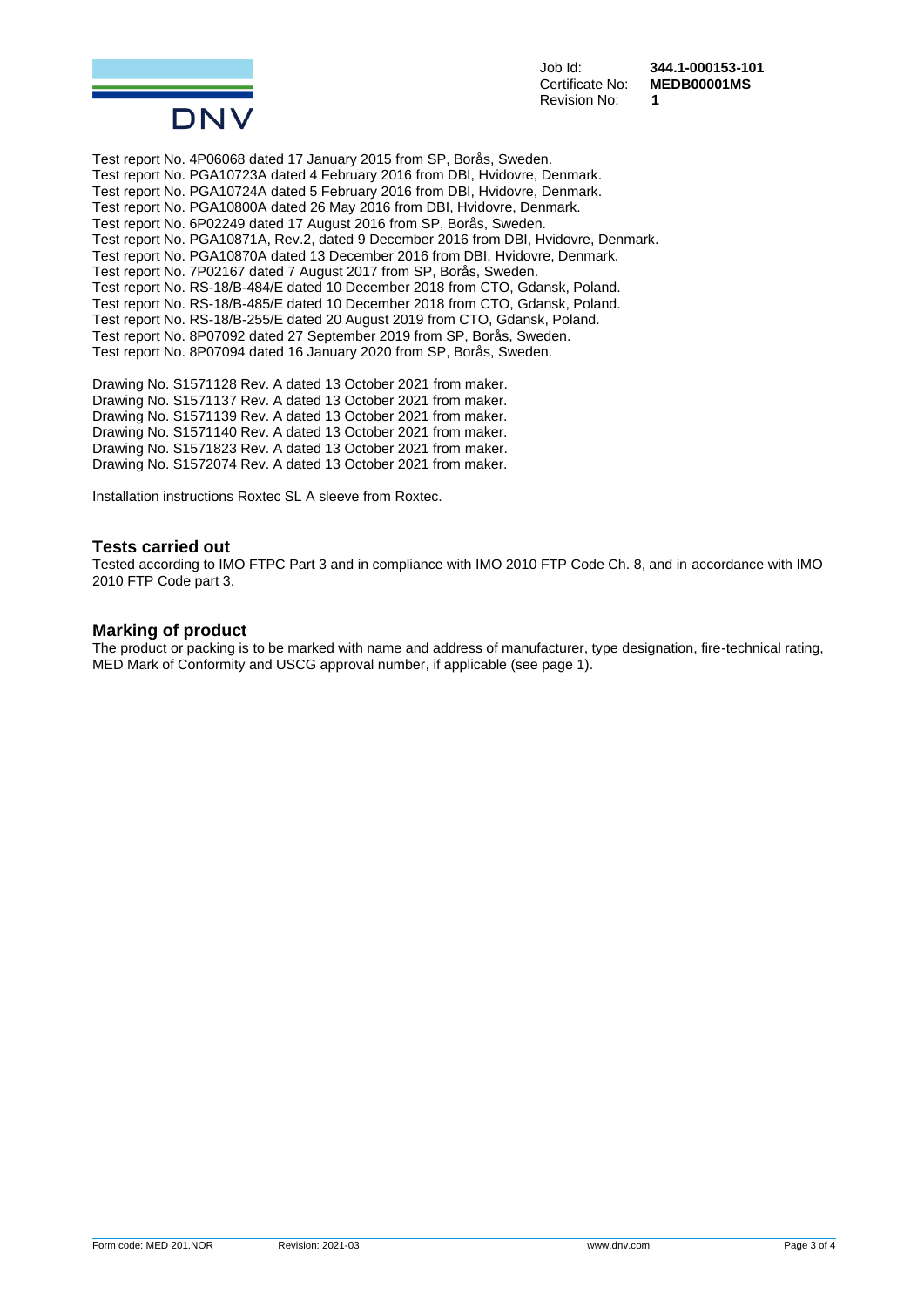Job Id: **344.1-000153-101**
Certificate No: **MEDB00001MS**
Revision No: **1**

Test report No. 4P06068 dated 17 January 2015 from SP, Borås, Sweden.
Test report No. PGA10723A dated 4 February 2016 from DBI, Hvidovre, Denmark.
Test report No. PGA10724A dated 5 February 2016 from DBI, Hvidovre, Denmark.
Test report No. PGA10800A dated 26 May 2016 from DBI, Hvidovre, Denmark.
Test report No. 6P02249 dated 17 August 2016 from SP, Borås, Sweden.
Test report No. PGA10871A, Rev.2, dated 9 December 2016 from DBI, Hvidovre, Denmark.
Test report No. PGA10870A dated 13 December 2016 from DBI, Hvidovre, Denmark.
Test report No. 7P02167 dated 7 August 2017 from SP, Borås, Sweden.
Test report No. RS-18/B-484/E dated 10 December 2018 from CTO, Gdansk, Poland.
Test report No. RS-18/B-485/E dated 10 December 2018 from CTO, Gdansk, Poland.
Test report No. RS-18/B-255/E dated 20 August 2019 from CTO, Gdansk, Poland.
Test report No. 8P07092 dated 27 September 2019 from SP, Borås, Sweden.
Test report No. 8P07094 dated 16 January 2020 from SP, Borås, Sweden.

Drawing No. S1571128 Rev. A dated 13 October 2021 from maker.
Drawing No. S1571137 Rev. A dated 13 October 2021 from maker.
Drawing No. S1571139 Rev. A dated 13 October 2021 from maker.
Drawing No. S1571140 Rev. A dated 13 October 2021 from maker.
Drawing No. S1571823 Rev. A dated 13 October 2021 from maker.
Drawing No. S1572074 Rev. A dated 13 October 2021 from maker.

Installation instructions Roxtec SL A sleeve from Roxtec.

## Tests carried out

Tested according to IMO FTPC Part 3 and in compliance with IMO 2010 FTP Code Ch. 8, and in accordance with IMO 2010 FTP Code part 3.

## Marking of product

The product or packing is to be marked with name and address of manufacturer, type designation, fire-technical rating, MED Mark of Conformity and USCG approval number, if applicable (see page 1).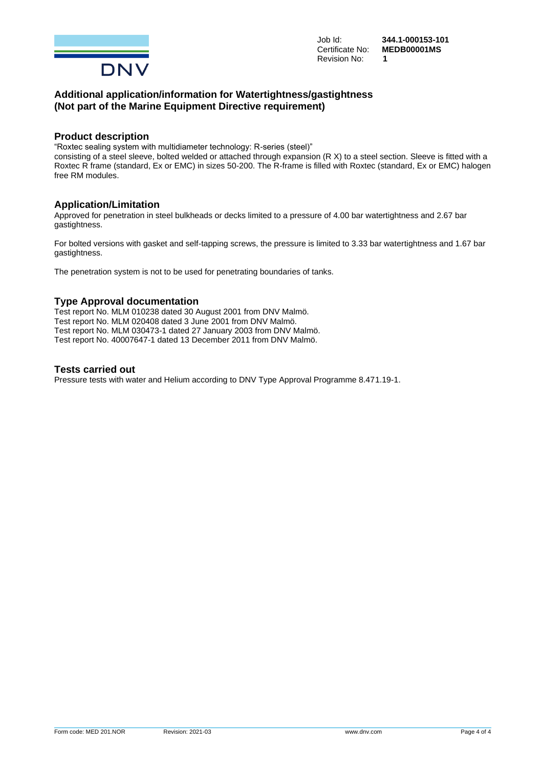Job Id: **344.1-000153-101**
Certificate No: **MEDB00001MS**
Revision No: **1**

## Additional application/information for Watertightness/gastightness (Not part of the Marine Equipment Directive requirement)

### Product description

"Roxtec sealing system with multidiameter technology: R-series (steel)"
consisting of a steel sleeve, bolted welded or attached through expansion (R X) to a steel section. Sleeve is fitted with a Roxtec R frame (standard, Ex or EMC) in sizes 50-200. The R-frame is filled with Roxtec (standard, Ex or EMC) halogen free RM modules.

### Application/Limitation

Approved for penetration in steel bulkheads or decks limited to a pressure of 4.00 bar watertightness and 2.67 bar gastightness.

For bolted versions with gasket and self-tapping screws, the pressure is limited to 3.33 bar watertightness and 1.67 bar gastightness.

The penetration system is not to be used for penetrating boundaries of tanks.

### Type Approval documentation

Test report No. MLM 010238 dated 30 August 2001 from DNV Malmö.
Test report No. MLM 020408 dated 3 June 2001 from DNV Malmö.
Test report No. MLM 030473-1 dated 27 January 2003 from DNV Malmö.
Test report No. 40007647-1 dated 13 December 2011 from DNV Malmö.

### Tests carried out

Pressure tests with water and Helium according to DNV Type Approval Programme 8.471.19-1.